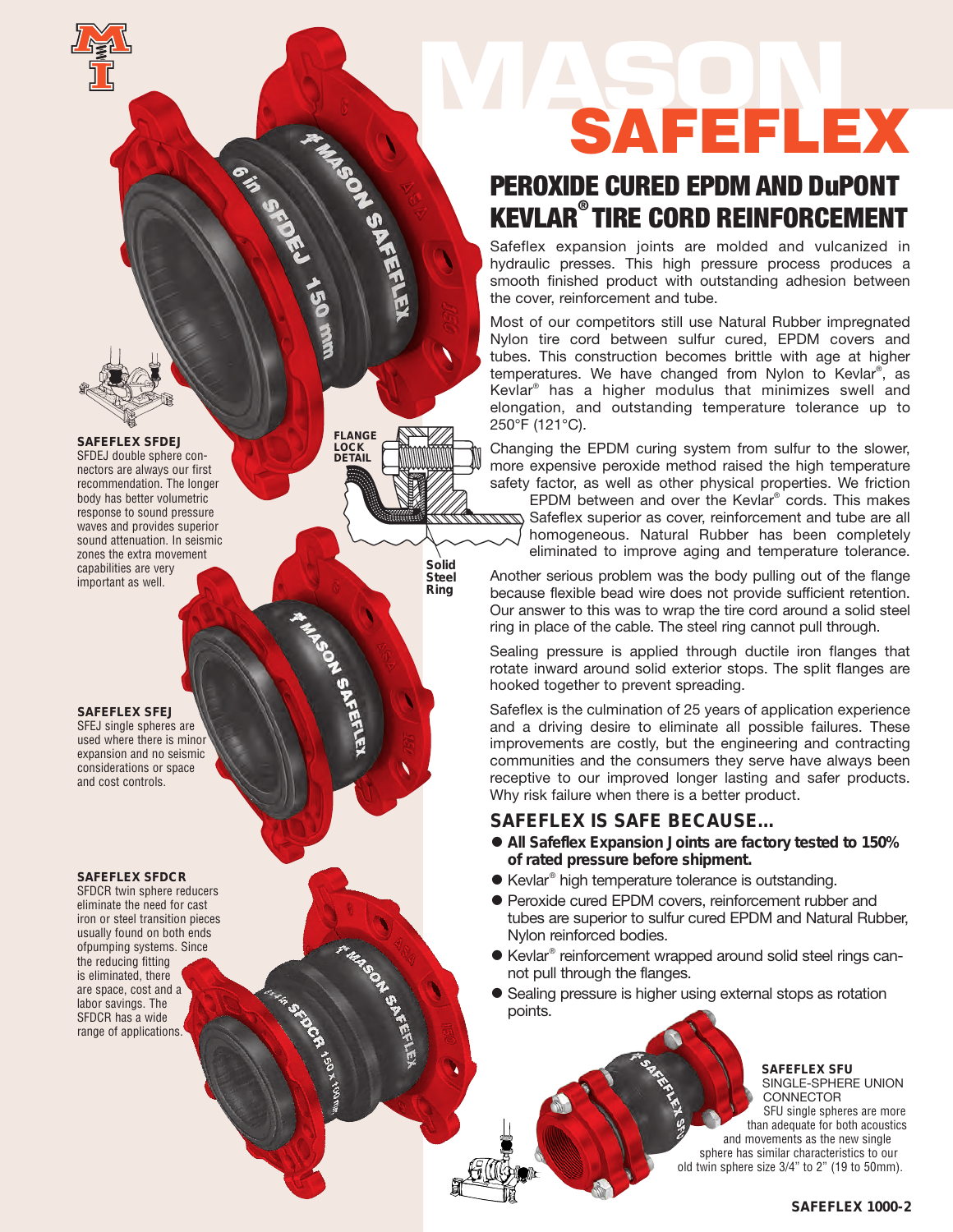# MASON SAFEFLEX

## PEROXIDE CURED EPDM AND DuPONT KEVLAR® TIRE CORD REINFORCEMENT

Safeflex expansion joints are molded and vulcanized in hydraulic presses. This high pressure process produces a smooth finished product with outstanding adhesion between the cover, reinforcement and tube.

Most of our competitors still use Natural Rubber impregnated Nylon tire cord between sulfur cured, EPDM covers and tubes. This construction becomes brittle with age at higher temperatures. We have changed from Nylon to Kevlar®, as Kevlar® has a higher modulus that minimizes swell and elongation, and outstanding temperature tolerance up to 250°F (121°C).

Changing the EPDM curing system from sulfur to the slower, more expensive peroxide method raised the high temperature safety factor, as well as other physical properties. We friction EPDM between and over the Kevlar® cords. This makes Safeflex superior as cover, reinforcement and tube are all homogeneous. Natural Rubber has been completely eliminated to improve aging and temperature tolerance.

Another serious problem was the body pulling out of the flange because flexible bead wire does not provide sufficient retention. Our answer to this was to wrap the tire cord around a solid steel ring in place of the cable. The steel ring cannot pull through.

Sealing pressure is applied through ductile iron flanges that rotate inward around solid exterior stops. The split flanges are hooked together to prevent spreading.

Safeflex is the culmination of 25 years of application experience and a driving desire to eliminate all possible failures. These improvements are costly, but the engineering and contracting communities and the consumers they serve have always been receptive to our improved longer lasting and safer products. Why risk failure when there is a better product.

FLANGE LOCK DETAIL

Solid Steel Ring

### SAFEFLEX IS SAFE BECAUSE...

- **All Safeflex Expansion Joints are factory tested to 150% of rated pressure before shipment.**
- Kevlar® high temperature tolerance is outstanding.
- Peroxide cured EPDM covers, reinforcement rubber and tubes are superior to sulfur cured EPDM and Natural Rubber, Nylon reinforced bodies.
- Kevlar® reinforcement wrapped around solid steel rings cannot pull through the flanges.
- Sealing pressure is higher using external stops as rotation points.

**SAFEFLEX SFDEJ**
SFDEJ double sphere connectors are always our first recommendation. The longer body has better volumetric response to sound pressure waves and provides superior sound attenuation. In seismic zones the extra movement capabilities are very important as well.

**SAFEFLEX SFEJ**
SFEJ single spheres are used where there is minor expansion and no seismic considerations or space and cost controls.

**SAFEFLEX SFDCR**
SFDCR twin sphere reducers eliminate the need for cast iron or steel transition pieces usually found on both ends ofpumping systems. Since the reducing fitting is eliminated, there are space, cost and a labor savings. The SFDCR has a wide range of applications.

**SAFEFLEX SFU**
SINGLE-SPHERE UNION CONNECTOR
SFU single spheres are more than adequate for both acoustics and movements as the new single sphere has similar characteristics to our old twin sphere size 3/4" to 2" (19 to 50mm).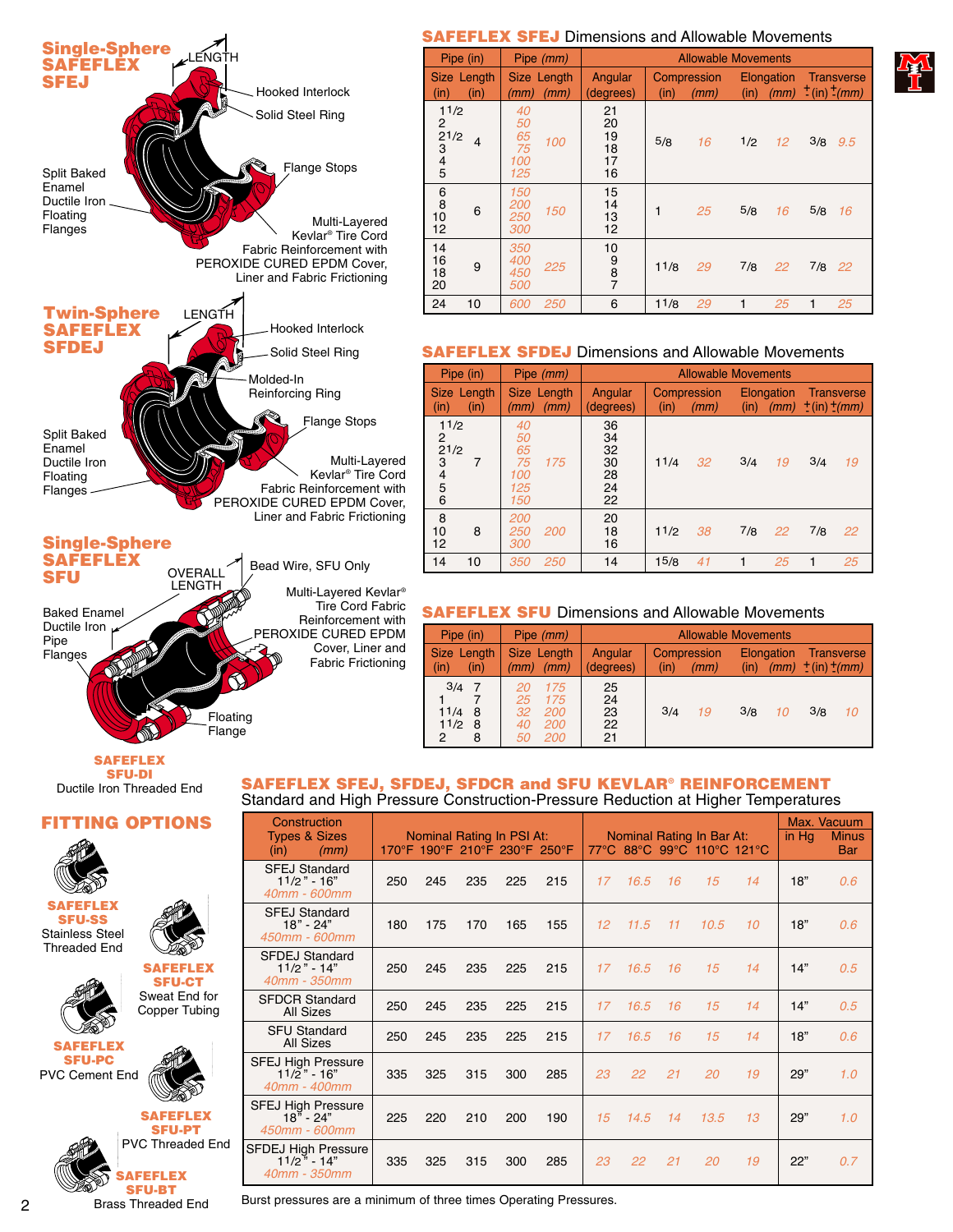## Single-Sphere SAFEFLEX SFEJ

LENGTH

- Hooked Interlock
- Solid Steel Ring
- Flange Stops
- Split Baked Enamel Ductile Iron Floating Flanges
- Multi-Layered Kevlar® Tire Cord Fabric Reinforcement with PEROXIDE CURED EPDM Cover, Liner and Fabric Frictioning

## Twin-Sphere SAFEFLEX SFDEJ

LENGTH

- Hooked Interlock
- Solid Steel Ring
- Molded-In Reinforcing Ring
- Flange Stops
- Split Baked Enamel Ductile Iron Floating Flanges
- Multi-Layered Kevlar® Tire Cord Fabric Reinforcement with PEROXIDE CURED EPDM Cover, Liner and Fabric Frictioning

## Single-Sphere SAFEFLEX SFU

OVERALL LENGTH

- Bead Wire, SFU Only
- Multi-Layered Kevlar® Tire Cord Fabric Reinforcement with PEROXIDE CURED EPDM Cover, Liner and Fabric Frictioning
- Baked Enamel Ductile Iron Pipe Flanges
- Floating Flange

**SAFEFLEX SFU-DI**
Ductile Iron Threaded End

## FITTING OPTIONS

**SAFEFLEX SFU-SS**
Stainless Steel Threaded End

**SAFEFLEX SFU-CT**
Sweat End for Copper Tubing

**SAFEFLEX SFU-PC**
PVC Cement End

**SAFEFLEX SFU-PT**
PVC Threaded End

**SAFEFLEX SFU-BT**
Brass Threaded End

## SAFEFLEX SFEJ Dimensions and Allowable Movements

| Pipe (in) | | Pipe (mm) | | Allowable Movements | | | | | | | |
|---|---|---|---|---|---|---|---|---|---|---|---|
| Size (in) | Length (in) | Size (mm) | Length (mm) | Angular (degrees) | Compression (in) | Compression (mm) | Elongation (in) | Elongation (mm) | Transverse ± (in) | Transverse ± (mm) |
| 1 1/2<br>2<br>2 1/2<br>3<br>4<br>5 | 4 | 40<br>50<br>65<br>75<br>100<br>125 | 100 | 21<br>20<br>19<br>18<br>17<br>16 | 5/8 | 16 | 1/2 | 12 | 3/8 | 9.5 |
| 6<br>8<br>10<br>12 | 6 | 150<br>200<br>250<br>300 | 150 | 15<br>14<br>13<br>12 | 1 | 25 | 5/8 | 16 | 5/8 | 16 |
| 14<br>16<br>18<br>20 | 9 | 350<br>400<br>450<br>500 | 225 | 10<br>9<br>8<br>7 | 1 1/8 | 29 | 7/8 | 22 | 7/8 | 22 |
| 24 | 10 | 600 | 250 | 6 | 1 1/8 | 29 | 1 | 25 | 1 | 25 |

## SAFEFLEX SFDEJ Dimensions and Allowable Movements

| Size (in) | Length (in) | Size (mm) | Length (mm) | Angular (degrees) | Compression (in) | Compression (mm) | Elongation (in) | Elongation (mm) | Transverse ± (in) | Transverse ± (mm) |
|---|---|---|---|---|---|---|---|---|---|---|
| 1 1/2<br>2<br>2 1/2<br>3<br>4<br>5<br>6 | 7 | 40<br>50<br>65<br>75<br>100<br>125<br>150 | 175 | 36<br>34<br>32<br>30<br>28<br>24<br>22 | 1 1/4 | 32 | 3/4 | 19 | 3/4 | 19 |
| 8<br>10<br>12 | 8 | 200<br>250<br>300 | 200 | 20<br>18<br>16 | 1 1/2 | 38 | 7/8 | 22 | 7/8 | 22 |
| 14 | 10 | 350 | 250 | 14 | 1 5/8 | 41 | 1 | 25 | 1 | 25 |

## SAFEFLEX SFU Dimensions and Allowable Movements

| Size (in) | Length (in) | Size (mm) | Length (mm) | Angular (degrees) | Compression (in) | Compression (mm) | Elongation (in) | Elongation (mm) | Transverse ± (in) | Transverse ± (mm) |
|---|---|---|---|---|---|---|---|---|---|---|
| 3/4<br>1<br>1 1/4<br>1 1/2<br>2 | 7<br>7<br>8<br>8<br>8 | 20<br>25<br>32<br>40<br>50 | 175<br>175<br>200<br>200<br>200 | 25<br>24<br>23<br>22<br>21 | 3/4 | 19 | 3/8 | 10 | 3/8 | 10 |

## SAFEFLEX SFEJ, SFDEJ, SFDCR and SFU KEVLAR® REINFORCEMENT

Standard and High Pressure Construction-Pressure Reduction at Higher Temperatures

| Construction Types & Sizes (in) (mm) | Nominal Rating In PSI At: 170°F | 190°F | 210°F | 230°F | 250°F | Nominal Rating In Bar At: 77°C | 88°C | 99°C | 110°C | 121°C | Max. Vacuum in Hg | Minus Bar |
|---|---|---|---|---|---|---|---|---|---|---|---|---|
| SFEJ Standard 1 1/2" - 16" 40mm - 600mm | 250 | 245 | 235 | 225 | 215 | 17 | 16.5 | 16 | 15 | 14 | 18" | 0.6 |
| SFEJ Standard 18" - 24" 450mm - 600mm | 180 | 175 | 170 | 165 | 155 | 12 | 11.5 | 11 | 10.5 | 10 | 18" | 0.6 |
| SFDEJ Standard 1 1/2" - 14" 40mm - 350mm | 250 | 245 | 235 | 225 | 215 | 17 | 16.5 | 16 | 15 | 14 | 14" | 0.5 |
| SFDCR Standard All Sizes | 250 | 245 | 235 | 225 | 215 | 17 | 16.5 | 16 | 15 | 14 | 14" | 0.5 |
| SFU Standard All Sizes | 250 | 245 | 235 | 225 | 215 | 17 | 16.5 | 16 | 15 | 14 | 18" | 0.6 |
| SFEJ High Pressure 1 1/2" - 16" 40mm - 400mm | 335 | 325 | 315 | 300 | 285 | 23 | 22 | 21 | 20 | 19 | 29" | 1.0 |
| SFEJ High Pressure 18" - 24" 450mm - 600mm | 225 | 220 | 210 | 200 | 190 | 15 | 14.5 | 14 | 13.5 | 13 | 29" | 1.0 |
| SFDEJ High Pressure 1 1/2" - 14" 40mm - 350mm | 335 | 325 | 315 | 300 | 285 | 23 | 22 | 21 | 20 | 19 | 22" | 0.7 |

Burst pressures are a minimum of three times Operating Pressures.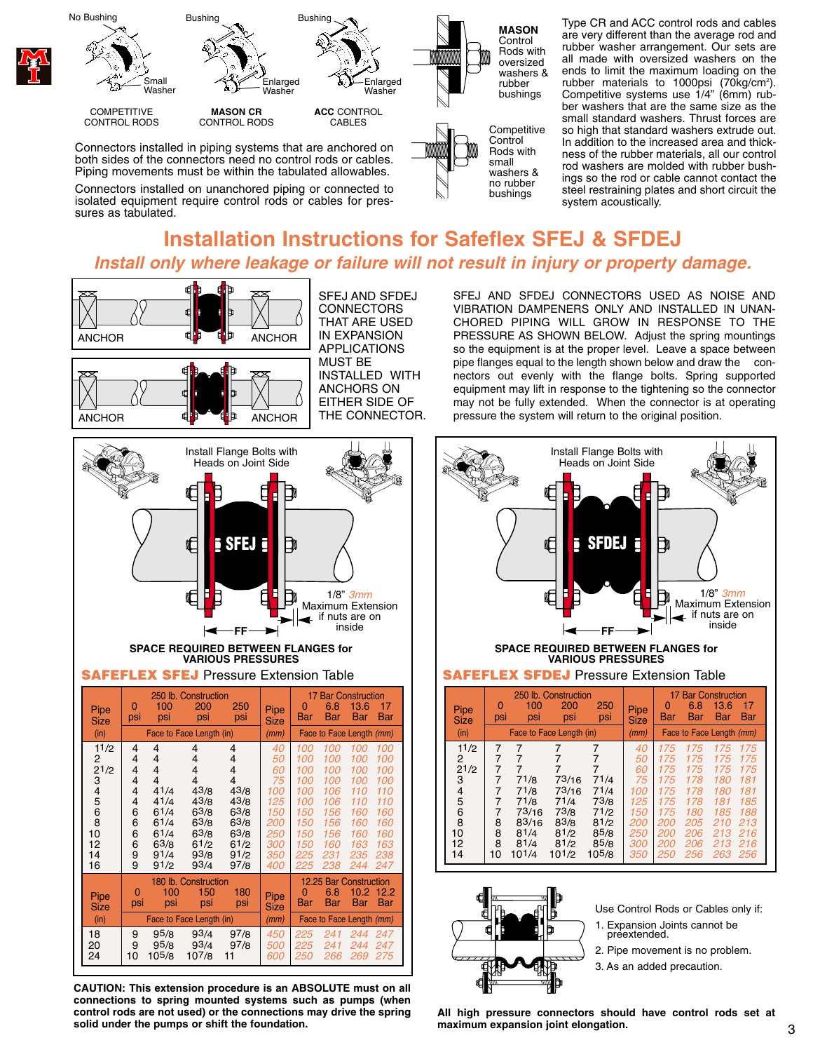No Bushing — Small Washer — COMPETITIVE CONTROL RODS

Bushing — Enlarged Washer — **MASON CR** CONTROL RODS

Bushing — Enlarged Washer — **ACC** CONTROL CABLES

Connectors installed in piping systems that are anchored on both sides of the connectors need no control rods or cables. Piping movements must be within the tabulated allowables.

Connectors installed on unanchored piping or connected to isolated equipment require control rods or cables for pressures as tabulated.

**MASON** Control Rods with oversized washers & rubber bushings

Competitive Control Rods with small washers & no rubber bushings

Type CR and ACC control rods and cables are very different than the average rod and rubber washer arrangement. Our sets are all made with oversized washers on the ends to limit the maximum loading on the rubber materials to 1000psi (70kg/cm$^2$). Competitive systems use 1/4" (6mm) rubber washers that are the same size as the small standard washers. Thrust forces are so high that standard washers extrude out. In addition to the increased area and thickness of the rubber materials, all our control rod washers are molded with rubber bushings so the rod or cable cannot contact the steel restraining plates and short circuit the system acoustically.

# Installation Instructions for Safeflex SFEJ & SFDEJ

## *Install only where leakage or failure will not result in injury or property damage.*

ANCHOR — ANCHOR

SFEJ AND SFDEJ CONNECTORS THAT ARE USED IN EXPANSION APPLICATIONS MUST BE INSTALLED WITH ANCHORS ON EITHER SIDE OF THE CONNECTOR.

SFEJ AND SFDEJ CONNECTORS USED AS NOISE AND VIBRATION DAMPENERS ONLY AND INSTALLED IN UNANCHORED PIPING WILL GROW IN RESPONSE TO THE PRESSURE AS SHOWN BELOW. Adjust the spring mountings so the equipment is at the proper level. Leave a space between pipe flanges equal to the length shown below and draw the connectors out evenly with the flange bolts. Spring supported equipment may lift in response to the tightening so the connector may not be fully extended. When the connector is at operating pressure the system will return to the original position.

Install Flange Bolts with Heads on Joint Side

1/8" *3mm* Maximum Extension if nuts are on inside

FF

**SPACE REQUIRED BETWEEN FLANGES for VARIOUS PRESSURES**

**SAFEFLEX SFEJ** Pressure Extension Table

| Pipe Size | 250 lb. Construction | | | | Pipe Size | 17 Bar Construction | | | |
|---|---|---|---|---|---|---|---|---|---|
| | 0 psi | 100 psi | 200 psi | 250 psi | | 0 Bar | 6.8 Bar | 13.6 Bar | 17 Bar |
| (in) | Face to Face Length (in) | | | | *(mm)* | Face to Face Length *(mm)* | | | |
| 1 1/2 | 4 | 4 | 4 | 4 | *40* | *100* | *100* | *100* | *100* |
| 2 | 4 | 4 | 4 | 4 | *50* | *100* | *100* | *100* | *100* |
| 2 1/2 | 4 | 4 | 4 | 4 | *60* | *100* | *100* | *100* | *100* |
| 3 | 4 | 4 | 4 | 4 | *75* | *100* | *100* | *100* | *100* |
| 4 | 4 | 4 1/4 | 4 3/8 | 4 3/8 | *100* | *100* | *106* | *110* | *110* |
| 5 | 4 | 4 1/4 | 4 3/8 | 4 3/8 | *125* | *100* | *106* | *110* | *110* |
| 6 | 6 | 6 1/4 | 6 3/8 | 6 3/8 | *150* | *150* | *156* | *160* | *160* |
| 8 | 6 | 6 1/4 | 6 3/8 | 6 3/8 | *200* | *150* | *156* | *160* | *160* |
| 10 | 6 | 6 1/4 | 6 3/8 | 6 3/8 | *250* | *150* | *156* | *160* | *160* |
| 12 | 6 | 6 3/8 | 6 1/2 | 6 1/2 | *300* | *150* | *160* | *163* | *163* |
| 14 | 9 | 9 1/4 | 9 3/8 | 9 1/2 | *350* | *225* | *231* | *235* | *238* |
| 16 | 9 | 9 1/2 | 9 3/4 | 9 7/8 | *400* | *225* | *238* | *244* | *247* |
| Pipe Size | 180 lb. Construction | | | | Pipe Size | 12.25 Bar Construction | | | |
| | 0 psi | 100 psi | 150 psi | 180 psi | | 0 Bar | 6.8 Bar | 10.2 Bar | 12.2 Bar |
| (in) | Face to Face Length (in) | | | | *(mm)* | Face to Face Length *(mm)* | | | |
| 18 | 9 | 9 5/8 | 9 3/4 | 9 7/8 | *450* | *225* | *241* | *244* | *247* |
| 20 | 9 | 9 5/8 | 9 3/4 | 9 7/8 | *500* | *225* | *241* | *244* | *247* |
| 24 | 10 | 10 5/8 | 10 7/8 | 11 | *600* | *250* | *266* | *269* | *275* |

**CAUTION: This extension procedure is an ABSOLUTE must on all connections to spring mounted systems such as pumps (when control rods are not used) or the connections may drive the spring solid under the pumps or shift the foundation.**

Install Flange Bolts with Heads on Joint Side

1/8" *3mm* Maximum Extension if nuts are on inside

FF

**SPACE REQUIRED BETWEEN FLANGES for VARIOUS PRESSURES**

**SAFEFLEX SFDEJ** Pressure Extension Table

| Pipe Size | 250 lb. Construction | | | | Pipe Size | 17 Bar Construction | | | |
|---|---|---|---|---|---|---|---|---|---|
| | 0 psi | 100 psi | 200 psi | 250 psi | | 0 Bar | 6.8 Bar | 13.6 Bar | 17 Bar |
| (in) | Face to Face Length (in) | | | | *(mm)* | Face to Face Length *(mm)* | | | |
| 1 1/2 | 7 | 7 | 7 | 7 | *40* | *175* | *175* | *175* | *175* |
| 2 | 7 | 7 | 7 | 7 | *50* | *175* | *175* | *175* | *175* |
| 2 1/2 | 7 | 7 | 7 | 7 | *60* | *175* | *175* | *175* | *175* |
| 3 | 7 | 7 1/8 | 7 3/16 | 7 1/4 | *75* | *175* | *178* | *180* | *181* |
| 4 | 7 | 7 1/8 | 7 3/16 | 7 1/4 | *100* | *175* | *178* | *180* | *181* |
| 5 | 7 | 7 1/8 | 7 1/4 | 7 3/8 | *125* | *175* | *178* | *181* | *185* |
| 6 | 7 | 7 3/16 | 7 3/8 | 7 1/2 | *150* | *175* | *180* | *185* | *188* |
| 8 | 8 | 8 3/16 | 8 3/8 | 8 1/2 | *200* | *200* | *205* | *210* | *213* |
| 10 | 8 | 8 1/4 | 8 1/2 | 8 5/8 | *250* | *200* | *206* | *213* | *216* |
| 12 | 8 | 8 1/4 | 8 1/2 | 8 5/8 | *300* | *200* | *206* | *213* | *216* |
| 14 | 10 | 10 1/4 | 10 1/2 | 10 5/8 | *350* | *250* | *256* | *263* | *256* |

Use Control Rods or Cables only if:

1. Expansion Joints cannot be preextended.
2. Pipe movement is no problem.
3. As an added precaution.

**All high pressure connectors should have control rods set at maximum expansion joint elongation.**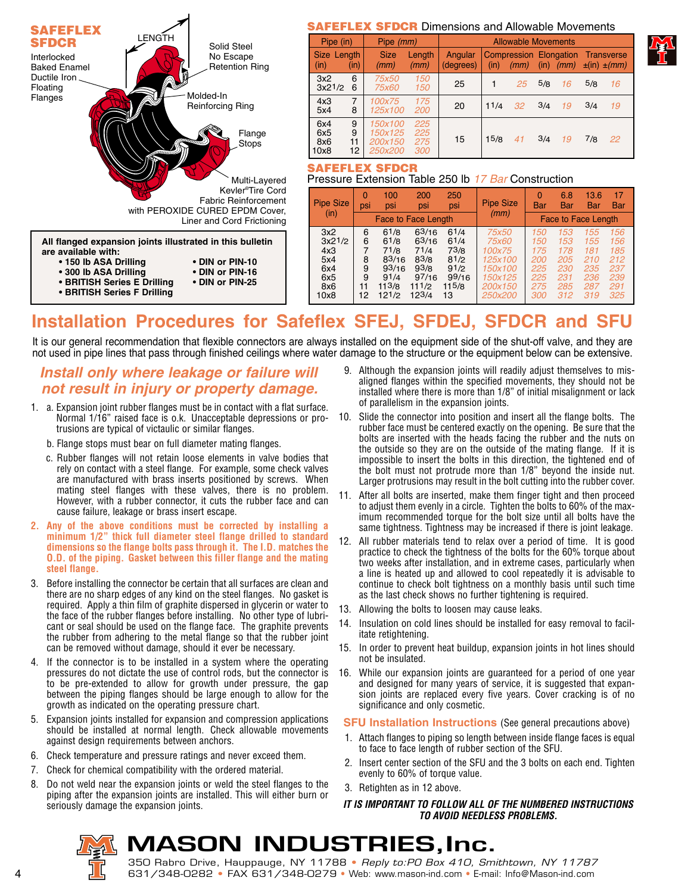## SAFEFLEX SFDCR

Interlocked Baked Enamel Ductile Iron Floating Flanges

LENGTH

Solid Steel No Escape Retention Ring

Molded-In Reinforcing Ring

Flange Stops

Multi-Layered Kevler® Tire Cord Fabric Reinforcement with PEROXIDE CURED EPDM Cover, Liner and Cord Frictioning

**All flanged expansion joints illustrated in this bulletin are available with:**

- **150 lb ASA Drilling**
- **300 lb ASA Drilling**
- **BRITISH Series E Drilling**
- **BRITISH Series F Drilling**
- **DIN or PIN-10**
- **DIN or PIN-16**
- **DIN or PIN-25**

### SAFEFLEX SFDCR Dimensions and Allowable Movements

| Pipe (in) | | Pipe *(mm)* | | Allowable Movements | | | | | | |
|---|---|---|---|---|---|---|---|---|---|---|
| Size (in) | Length (in) | Size *(mm)* | Length *(mm)* | Angular (degrees) | Compression (in) | Compression *(mm)* | Elongation (in) | Elongation *(mm)* | Transverse ±(in) | Transverse ±*(mm)* |
| 3x2<br>3x2 1/2 | 6<br>6 | *75x50*<br>*75x60* | *150*<br>*150* | 25 | 1 | *25* | 5/8 | *16* | 5/8 | *16* |
| 4x3<br>5x4 | 7<br>8 | *100x75*<br>*125x100* | *175*<br>*200* | 20 | 1 1/4 | *32* | 3/4 | *19* | 3/4 | *19* |
| 6x4<br>6x5<br>8x6<br>10x8 | 9<br>9<br>11<br>12 | *150x100*<br>*150x125*<br>*200x150*<br>*250x200* | *225*<br>*225*<br>*275*<br>*300* | 15 | 1 5/8 | *41* | 3/4 | *19* | 7/8 | *22* |

### SAFEFLEX SFDCR
Pressure Extension Table 250 lb *17 Bar* Construction

| Pipe Size (in) | 0 psi | 100 psi | 200 psi | 250 psi | Pipe Size *(mm)* | 0 Bar | 6.8 Bar | 13.6 Bar | 17 Bar |
|---|---|---|---|---|---|---|---|---|---|
| | Face to Face Length | | | | | Face to Face Length | | | |
| 3x2 | 6 | 6 1/8 | 6 3/16 | 6 1/4 | *75x50* | *150* | *153* | *155* | *156* |
| 3x2 1/2 | 6 | 6 1/8 | 6 3/16 | 6 1/4 | *75x60* | *150* | *153* | *155* | *156* |
| 4x3 | 7 | 7 1/8 | 7 1/4 | 7 3/8 | *100x75* | *175* | *178* | *181* | *185* |
| 5x4 | 8 | 8 3/16 | 8 3/8 | 8 1/2 | *125x100* | *200* | *205* | *210* | *212* |
| 6x4 | 9 | 9 3/16 | 9 3/8 | 9 1/2 | *150x100* | *225* | *230* | *235* | *237* |
| 6x5 | 9 | 9 1/4 | 9 7/16 | 9 9/16 | *150x125* | *225* | *231* | *236* | *239* |
| 8x6 | 11 | 11 3/8 | 11 1/2 | 11 5/8 | *200x150* | *275* | *285* | *287* | *291* |
| 10x8 | 12 | 12 1/2 | 12 3/4 | 13 | *250x200* | *300* | *312* | *319* | *325* |

# Installation Procedures for Safeflex SFEJ, SFDEJ, SFDCR and SFU

It is our general recommendation that flexible connectors are always installed on the equipment side of the shut-off valve, and they are not used in pipe lines that pass through finished ceilings where water damage to the structure or the equipment below can be extensive.

## *Install only where leakage or failure will not result in injury or property damage.*

1. a. Expansion joint rubber flanges must be in contact with a flat surface. Normal 1/16" raised face is o.k. Unacceptable depressions or protrusions are typical of victaulic or similar flanges.

   b. Flange stops must bear on full diameter mating flanges.

   c. Rubber flanges will not retain loose elements in valve bodies that rely on contact with a steel flange. For example, some check valves are manufactured with brass inserts positioned by screws. When mating steel flanges with these valves, there is no problem. However, with a rubber connector, it cuts the rubber face and can cause failure, leakage or brass insert escape.

2. **Any of the above conditions must be corrected by installing a minimum 1/2" thick full diameter steel flange drilled to standard dimensions so the flange bolts pass through it. The I.D. matches the O.D. of the piping. Gasket between this filler flange and the mating steel flange.**

3. Before installing the connector be certain that all surfaces are clean and there are no sharp edges of any kind on the steel flanges. No gasket is required. Apply a thin film of graphite dispersed in glycerin or water to the face of the rubber flanges before installing. No other type of lubricant or seal should be used on the flange face. The graphite prevents the rubber from adhering to the metal flange so that the rubber joint can be removed without damage, should it ever be necessary.

4. If the connector is to be installed in a system where the operating pressures do not dictate the use of control rods, but the connector is to be pre-extended to allow for growth under pressure, the gap between the piping flanges should be large enough to allow for the growth as indicated on the operating pressure chart.

5. Expansion joints installed for expansion and compression applications should be installed at normal length. Check allowable movements against design requirements between anchors.

6. Check temperature and pressure ratings and never exceed them.

7. Check for chemical compatibility with the ordered material.

8. Do not weld near the expansion joints or weld the steel flanges to the piping after the expansion joints are installed. This will either burn or seriously damage the expansion joints.

9. Although the expansion joints will readily adjust themselves to misaligned flanges within the specified movements, they should not be installed where there is more than 1/8" of initial misalignment or lack of parallelism in the expansion joints.

10. Slide the connector into position and insert all the flange bolts. The rubber face must be centered exactly on the opening. Be sure that the bolts are inserted with the heads facing the rubber and the nuts on the outside so they are on the outside of the mating flange. If it is impossible to insert the bolts in this direction, the tightened end of the bolt must not protrude more than 1/8" beyond the inside nut. Larger protrusions may result in the bolt cutting into the rubber cover.

11. After all bolts are inserted, make them finger tight and then proceed to adjust them evenly in a circle. Tighten the bolts to 60% of the maximum recommended torque for the bolt size until all bolts have the same tightness. Tightness may be increased if there is joint leakage.

12. All rubber materials tend to relax over a period of time. It is good practice to check the tightness of the bolts for the 60% torque about two weeks after installation, and in extreme cases, particularly when a line is heated up and allowed to cool repeatedly it is advisable to continue to check bolt tightness on a monthly basis until such time as the last check shows no further tightening is required.

13. Allowing the bolts to loosen may cause leaks.

14. Insulation on cold lines should be installed for easy removal to facilitate retightening.

15. In order to prevent heat buildup, expansion joints in hot lines should not be insulated.

16. While our expansion joints are guaranteed for a period of one year and designed for many years of service, it is suggested that expansion joints are replaced every five years. Cover cracking is of no significance and only cosmetic.

### SFU Installation Instructions (See general precautions above)

1. Attach flanges to piping so length between inside flange faces is equal to face to face length of rubber section of the SFU.
2. Insert center section of the SFU and the 3 bolts on each end. Tighten evenly to 60% of torque value.
3. Retighten as in 12 above.

***IT IS IMPORTANT TO FOLLOW ALL OF THE NUMBERED INSTRUCTIONS TO AVOID NEEDLESS PROBLEMS.***

**MASON INDUSTRIES, Inc.**

350 Rabro Drive, Hauppauge, NY 11788 • *Reply to: PO Box 410, Smithtown, NY 11787*
631/348-0282 • FAX 631/348-0279 • Web: www.mason-ind.com • E-mail: Info@Mason-ind.com